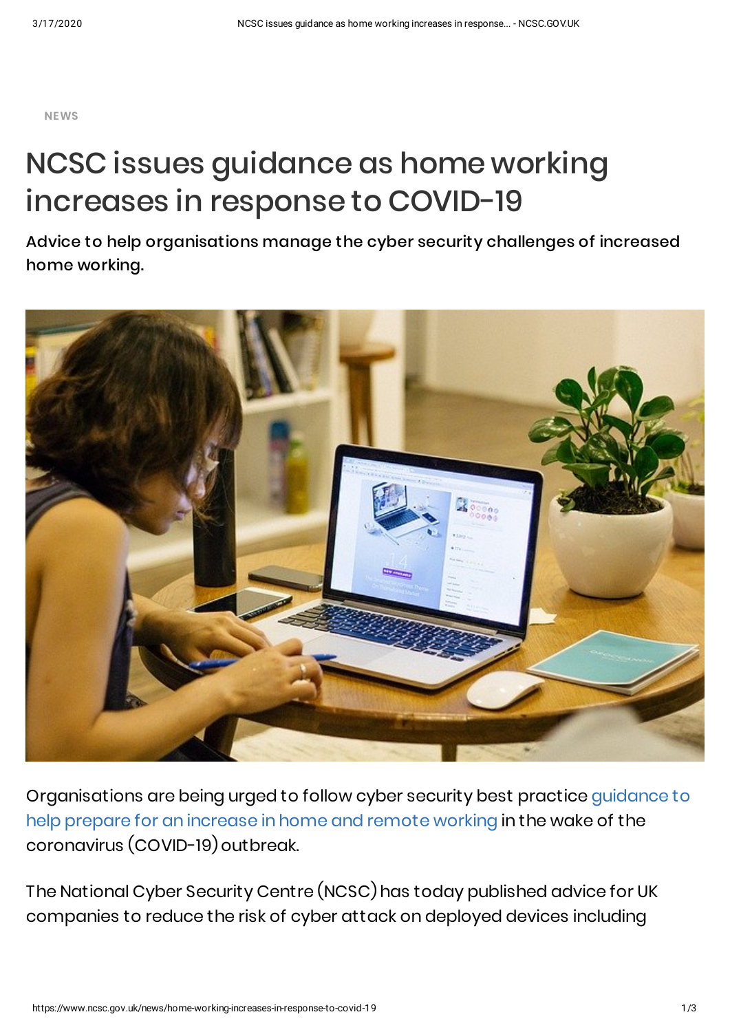NEWS

# NCSC issues guidance as home working increases in response to COVID-19

**Advice to help organisations manage the cyber security challenges of increased home working.**

Organisations are being urged to follow cyber security best practice [guidance to help prepare for an increase in home and remote working](https://www.ncsc.gov.uk) in the wake of the coronavirus (COVID-19) outbreak.

The National Cyber Security Centre (NCSC) has today published advice for UK companies to reduce the risk of cyber attack on deployed devices including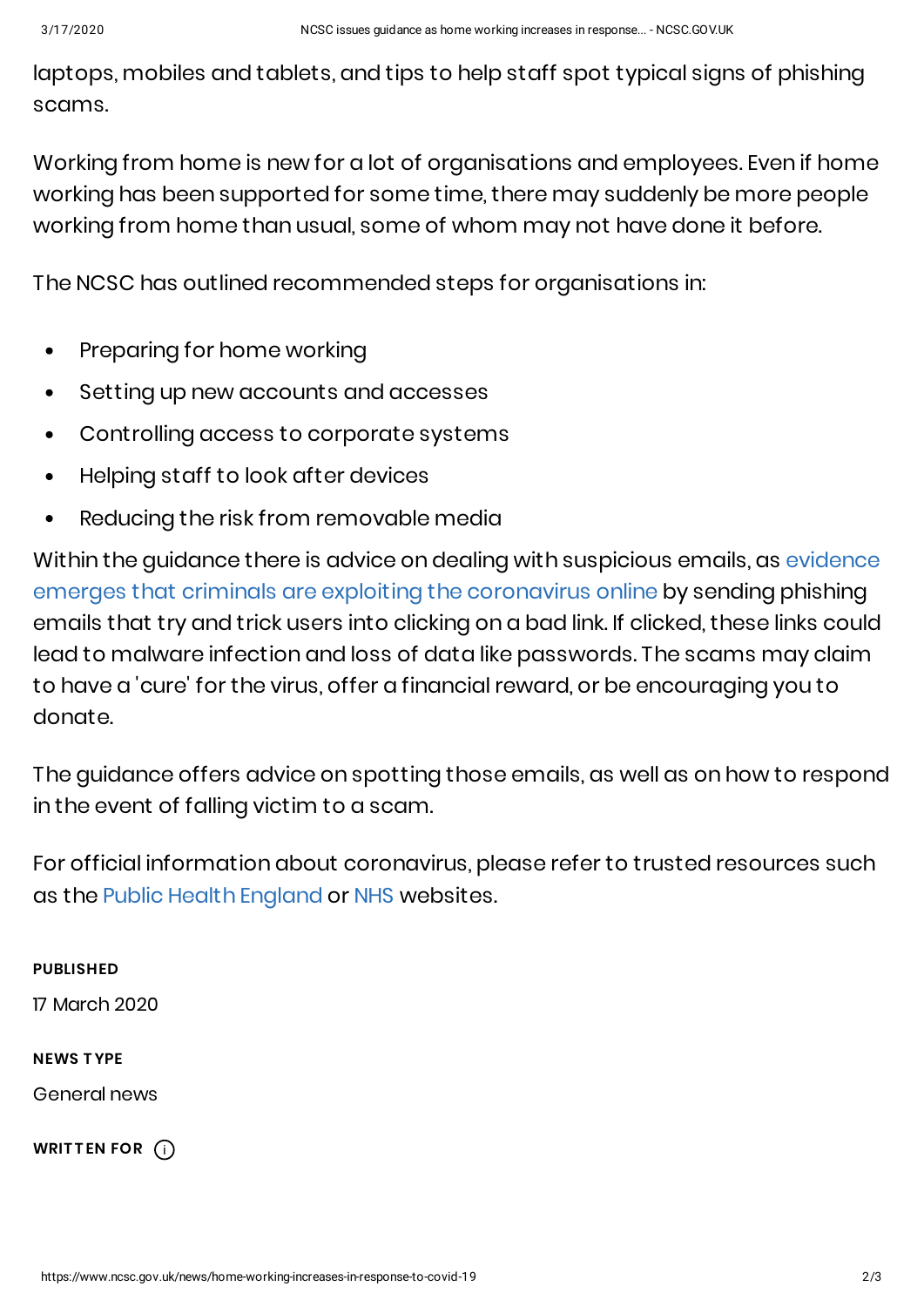laptops, mobiles and tablets, and tips to help staff spot typical signs of phishing scams.

Working from home is new for a lot of organisations and employees. Even if home working has been supported for some time, there may suddenly be more people working from home than usual, some of whom may not have done it before.

The NCSC has outlined recommended steps for organisations in:

- Preparing for home working
- Setting up new accounts and accesses
- Controlling access to corporate systems
- Helping staff to look after devices
- Reducing the risk from removable media

Within the guidance there is advice on dealing with suspicious emails, as evidence emerges that criminals are exploiting the coronavirus online by sending phishing emails that try and trick users into clicking on a bad link. If clicked, these links could lead to malware infection and loss of data like passwords. The scams may claim to have a 'cure' for the virus, offer a financial reward, or be encouraging you to donate.

The guidance offers advice on spotting those emails, as well as on how to respond in the event of falling victim to a scam.

For official information about coronavirus, please refer to trusted resources such as the Public Health England or NHS websites.

**PUBLISHED**

17 March 2020

**NEWS TYPE**

General news

**WRITTEN FOR**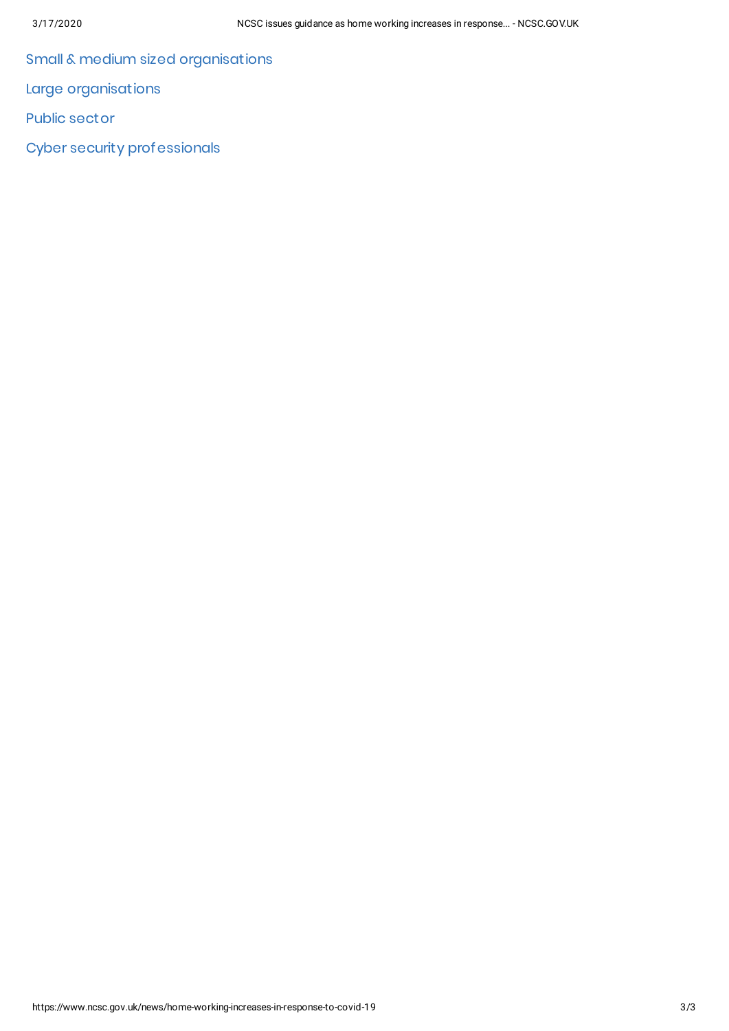Small & medium sized organisations

Large organisations

Public sector

Cyber security professionals